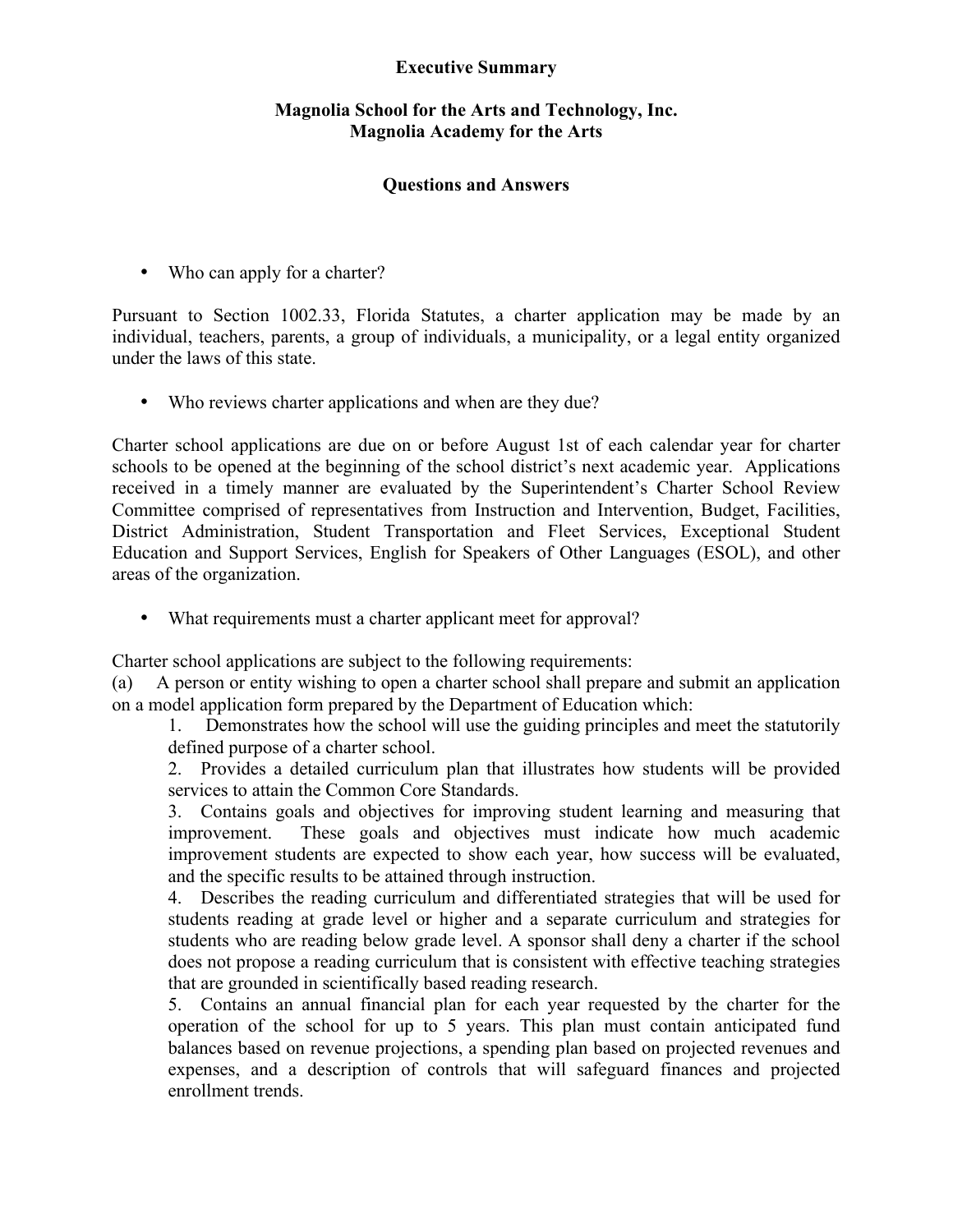**Executive Summary**

**Magnolia School for the Arts and Technology, Inc.**
**Magnolia Academy for the Arts**

**Questions and Answers**

- Who can apply for a charter?

Pursuant to Section 1002.33, Florida Statutes, a charter application may be made by an individual, teachers, parents, a group of individuals, a municipality, or a legal entity organized under the laws of this state.

- Who reviews charter applications and when are they due?

Charter school applications are due on or before August 1st of each calendar year for charter schools to be opened at the beginning of the school district's next academic year. Applications received in a timely manner are evaluated by the Superintendent's Charter School Review Committee comprised of representatives from Instruction and Intervention, Budget, Facilities, District Administration, Student Transportation and Fleet Services, Exceptional Student Education and Support Services, English for Speakers of Other Languages (ESOL), and other areas of the organization.

- What requirements must a charter applicant meet for approval?

Charter school applications are subject to the following requirements:

(a) A person or entity wishing to open a charter school shall prepare and submit an application on a model application form prepared by the Department of Education which:

1. Demonstrates how the school will use the guiding principles and meet the statutorily defined purpose of a charter school.
2. Provides a detailed curriculum plan that illustrates how students will be provided services to attain the Common Core Standards.
3. Contains goals and objectives for improving student learning and measuring that improvement. These goals and objectives must indicate how much academic improvement students are expected to show each year, how success will be evaluated, and the specific results to be attained through instruction.
4. Describes the reading curriculum and differentiated strategies that will be used for students reading at grade level or higher and a separate curriculum and strategies for students who are reading below grade level. A sponsor shall deny a charter if the school does not propose a reading curriculum that is consistent with effective teaching strategies that are grounded in scientifically based reading research.
5. Contains an annual financial plan for each year requested by the charter for the operation of the school for up to 5 years. This plan must contain anticipated fund balances based on revenue projections, a spending plan based on projected revenues and expenses, and a description of controls that will safeguard finances and projected enrollment trends.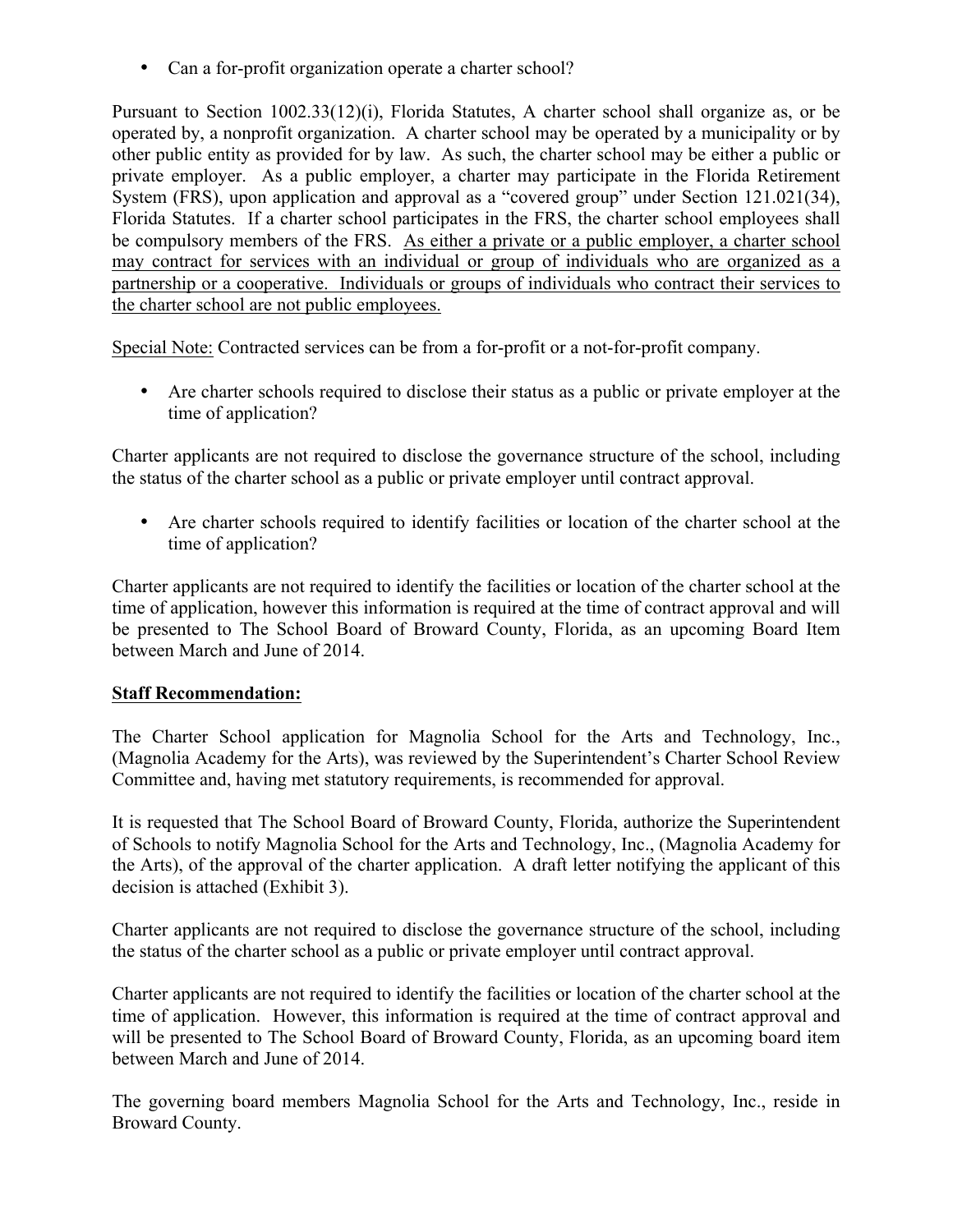- Can a for-profit organization operate a charter school?

Pursuant to Section 1002.33(12)(i), Florida Statutes, A charter school shall organize as, or be operated by, a nonprofit organization. A charter school may be operated by a municipality or by other public entity as provided for by law. As such, the charter school may be either a public or private employer. As a public employer, a charter may participate in the Florida Retirement System (FRS), upon application and approval as a "covered group" under Section 121.021(34), Florida Statutes. If a charter school participates in the FRS, the charter school employees shall be compulsory members of the FRS. <u>As either a private or a public employer, a charter school may contract for services with an individual or group of individuals who are organized as a partnership or a cooperative. Individuals or groups of individuals who contract their services to the charter school are not public employees.</u>

<u>Special Note:</u> Contracted services can be from a for-profit or a not-for-profit company.

- Are charter schools required to disclose their status as a public or private employer at the time of application?

Charter applicants are not required to disclose the governance structure of the school, including the status of the charter school as a public or private employer until contract approval.

- Are charter schools required to identify facilities or location of the charter school at the time of application?

Charter applicants are not required to identify the facilities or location of the charter school at the time of application, however this information is required at the time of contract approval and will be presented to The School Board of Broward County, Florida, as an upcoming Board Item between March and June of 2014.

**<u>Staff Recommendation:</u>**

The Charter School application for Magnolia School for the Arts and Technology, Inc., (Magnolia Academy for the Arts), was reviewed by the Superintendent's Charter School Review Committee and, having met statutory requirements, is recommended for approval.

It is requested that The School Board of Broward County, Florida, authorize the Superintendent of Schools to notify Magnolia School for the Arts and Technology, Inc., (Magnolia Academy for the Arts), of the approval of the charter application. A draft letter notifying the applicant of this decision is attached (Exhibit 3).

Charter applicants are not required to disclose the governance structure of the school, including the status of the charter school as a public or private employer until contract approval.

Charter applicants are not required to identify the facilities or location of the charter school at the time of application. However, this information is required at the time of contract approval and will be presented to The School Board of Broward County, Florida, as an upcoming board item between March and June of 2014.

The governing board members Magnolia School for the Arts and Technology, Inc., reside in Broward County.